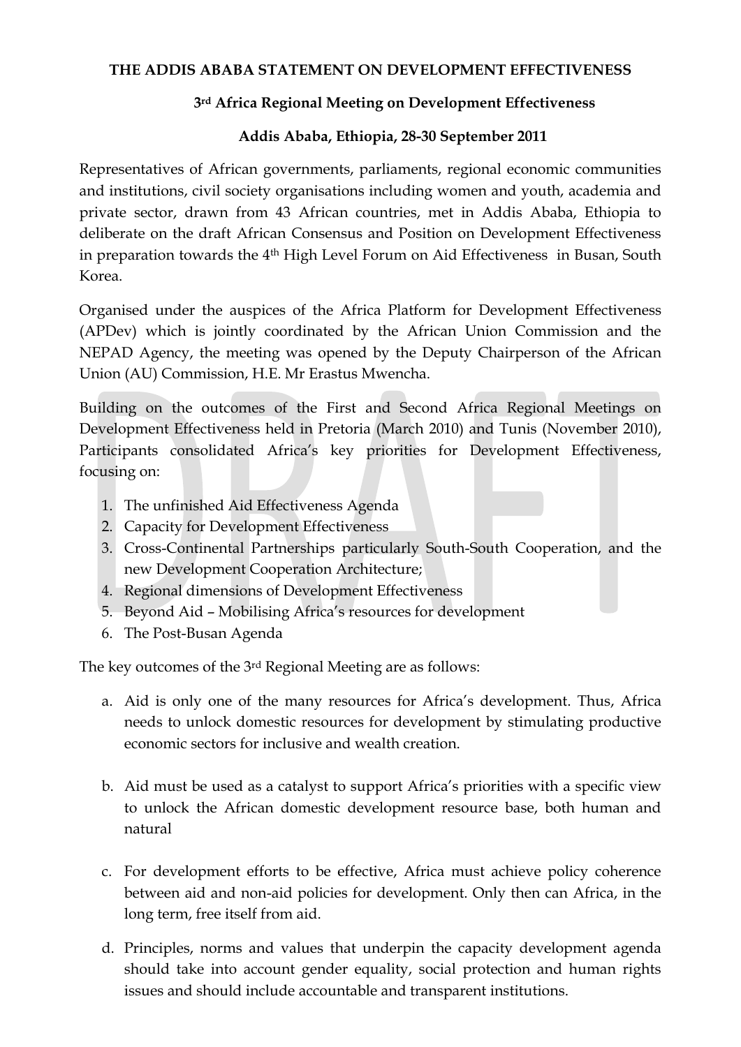**THE ADDIS ABABA STATEMENT ON DEVELOPMENT EFFECTIVENESS**

**3rd Africa Regional Meeting on Development Effectiveness**

**Addis Ababa, Ethiopia, 28-30 September 2011**

Representatives of African governments, parliaments, regional economic communities and institutions, civil society organisations including women and youth, academia and private sector, drawn from 43 African countries, met in Addis Ababa, Ethiopia to deliberate on the draft African Consensus and Position on Development Effectiveness in preparation towards the 4th High Level Forum on Aid Effectiveness in Busan, South Korea.

Organised under the auspices of the Africa Platform for Development Effectiveness (APDev) which is jointly coordinated by the African Union Commission and the NEPAD Agency, the meeting was opened by the Deputy Chairperson of the African Union (AU) Commission, H.E. Mr Erastus Mwencha.

Building on the outcomes of the First and Second Africa Regional Meetings on Development Effectiveness held in Pretoria (March 2010) and Tunis (November 2010), Participants consolidated Africa's key priorities for Development Effectiveness, focusing on:

1. The unfinished Aid Effectiveness Agenda
2. Capacity for Development Effectiveness
3. Cross-Continental Partnerships particularly South-South Cooperation, and the new Development Cooperation Architecture;
4. Regional dimensions of Development Effectiveness
5. Beyond Aid – Mobilising Africa's resources for development
6. The Post-Busan Agenda

The key outcomes of the 3rd Regional Meeting are as follows:

a. Aid is only one of the many resources for Africa's development. Thus, Africa needs to unlock domestic resources for development by stimulating productive economic sectors for inclusive and wealth creation.

b. Aid must be used as a catalyst to support Africa's priorities with a specific view to unlock the African domestic development resource base, both human and natural

c. For development efforts to be effective, Africa must achieve policy coherence between aid and non-aid policies for development. Only then can Africa, in the long term, free itself from aid.

d. Principles, norms and values that underpin the capacity development agenda should take into account gender equality, social protection and human rights issues and should include accountable and transparent institutions.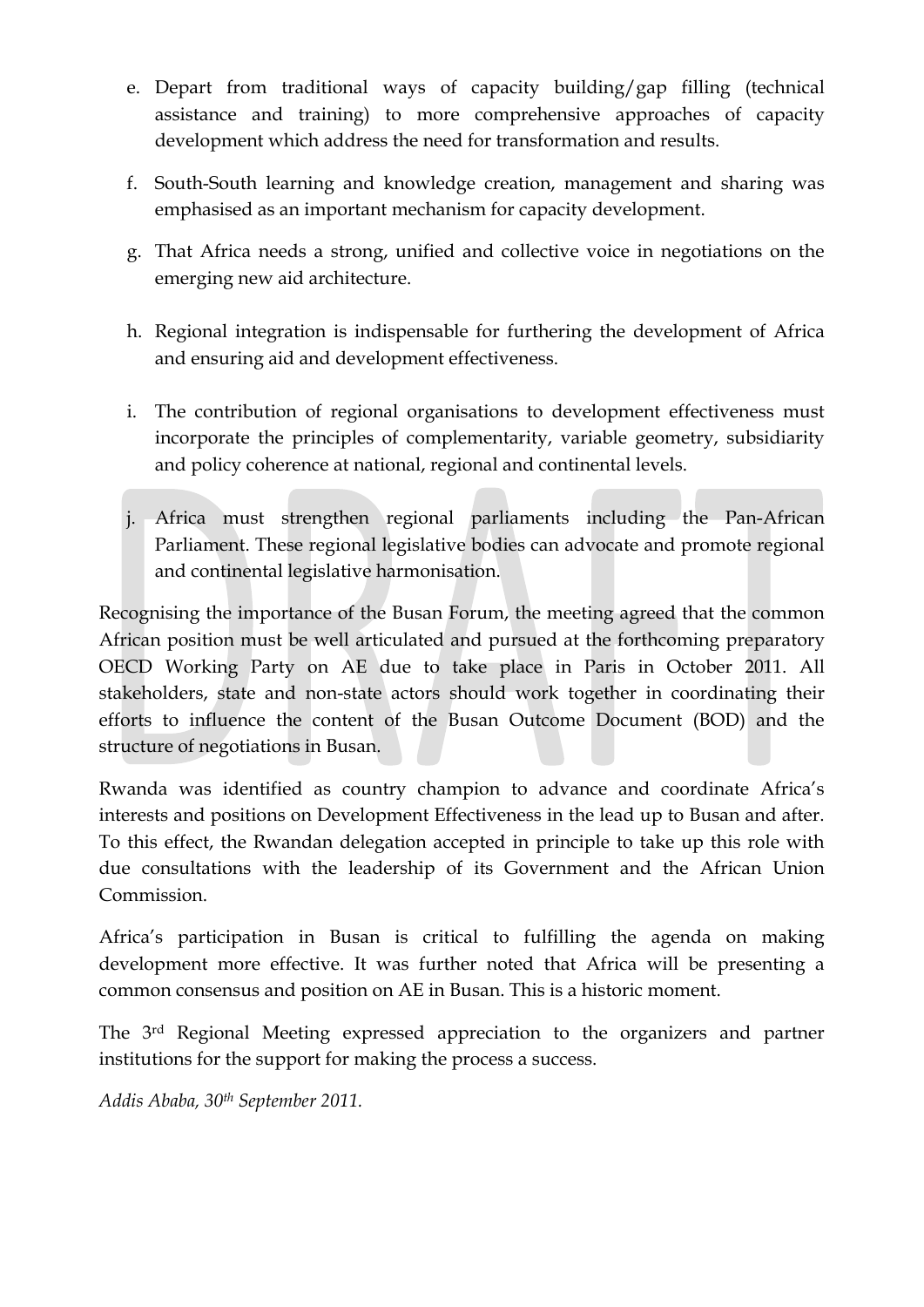e. Depart from traditional ways of capacity building/gap filling (technical assistance and training) to more comprehensive approaches of capacity development which address the need for transformation and results.

f. South-South learning and knowledge creation, management and sharing was emphasised as an important mechanism for capacity development.

g. That Africa needs a strong, unified and collective voice in negotiations on the emerging new aid architecture.

h. Regional integration is indispensable for furthering the development of Africa and ensuring aid and development effectiveness.

i. The contribution of regional organisations to development effectiveness must incorporate the principles of complementarity, variable geometry, subsidiarity and policy coherence at national, regional and continental levels.

j. Africa must strengthen regional parliaments including the Pan-African Parliament. These regional legislative bodies can advocate and promote regional and continental legislative harmonisation.

Recognising the importance of the Busan Forum, the meeting agreed that the common African position must be well articulated and pursued at the forthcoming preparatory OECD Working Party on AE due to take place in Paris in October 2011. All stakeholders, state and non-state actors should work together in coordinating their efforts to influence the content of the Busan Outcome Document (BOD) and the structure of negotiations in Busan.

Rwanda was identified as country champion to advance and coordinate Africa's interests and positions on Development Effectiveness in the lead up to Busan and after. To this effect, the Rwandan delegation accepted in principle to take up this role with due consultations with the leadership of its Government and the African Union Commission.

Africa's participation in Busan is critical to fulfilling the agenda on making development more effective. It was further noted that Africa will be presenting a common consensus and position on AE in Busan. This is a historic moment.

The 3rd Regional Meeting expressed appreciation to the organizers and partner institutions for the support for making the process a success.

*Addis Ababa, 30th September 2011.*